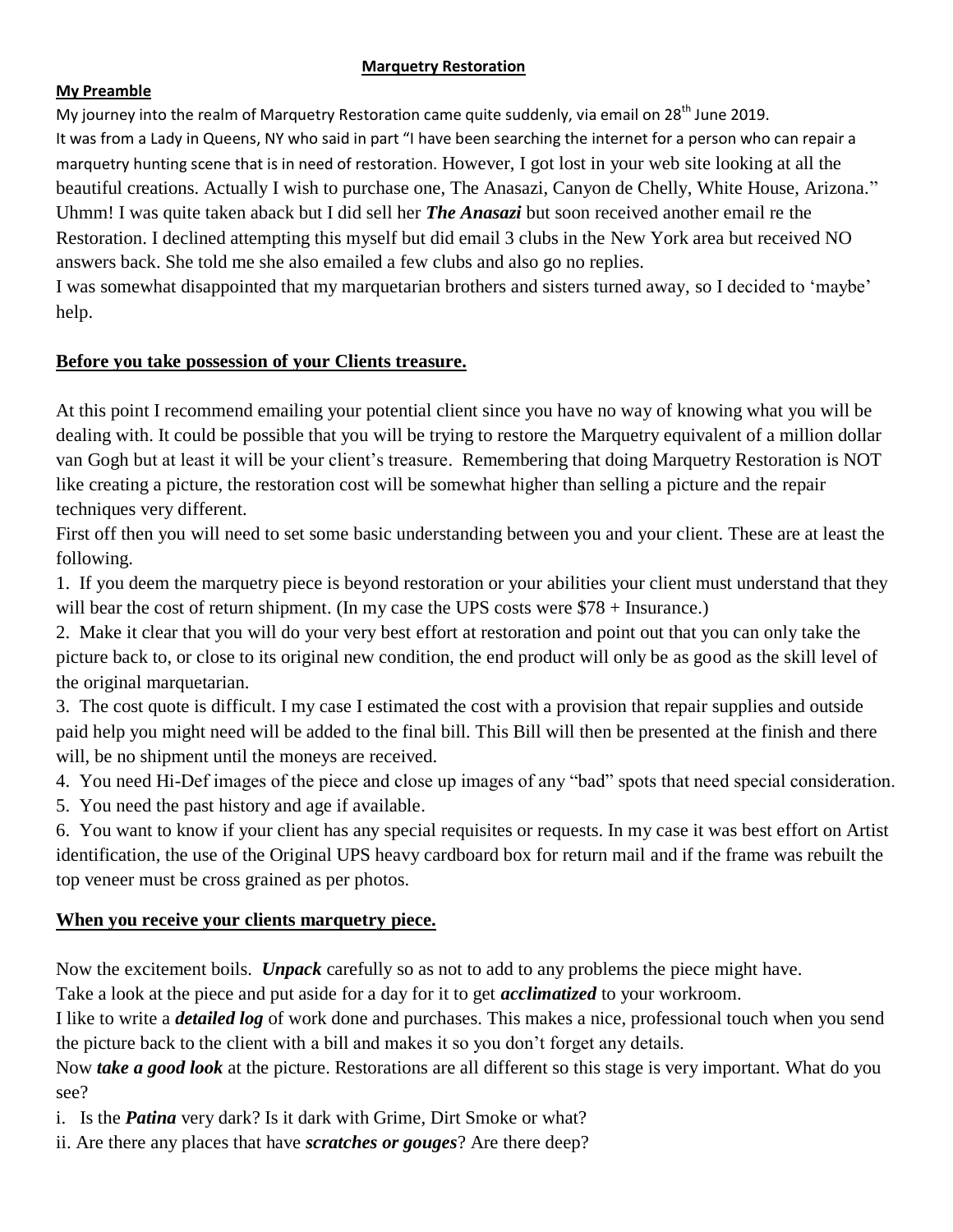# Marquetry Restoration

## My Preamble

My journey into the realm of Marquetry Restoration came quite suddenly, via email on 28th June 2019.
It was from a Lady in Queens, NY who said in part "I have been searching the internet for a person who can repair a marquetry hunting scene that is in need of restoration. However, I got lost in your web site looking at all the beautiful creations. Actually I wish to purchase one, The Anasazi, Canyon de Chelly, White House, Arizona."
Uhmm! I was quite taken aback but I did sell her ***The Anasazi*** but soon received another email re the Restoration. I declined attempting this myself but did email 3 clubs in the New York area but received NO answers back. She told me she also emailed a few clubs and also go no replies.
I was somewhat disappointed that my marquetarian brothers and sisters turned away, so I decided to 'maybe' help.

## Before you take possession of your Clients treasure.

At this point I recommend emailing your potential client since you have no way of knowing what you will be dealing with. It could be possible that you will be trying to restore the Marquetry equivalent of a million dollar van Gogh but at least it will be your client's treasure. Remembering that doing Marquetry Restoration is NOT like creating a picture, the restoration cost will be somewhat higher than selling a picture and the repair techniques very different.
First off then you will need to set some basic understanding between you and your client. These are at least the following.

1. If you deem the marquetry piece is beyond restoration or your abilities your client must understand that they will bear the cost of return shipment. (In my case the UPS costs were $78 + Insurance.)
2. Make it clear that you will do your very best effort at restoration and point out that you can only take the picture back to, or close to its original new condition, the end product will only be as good as the skill level of the original marquetarian.
3. The cost quote is difficult. I my case I estimated the cost with a provision that repair supplies and outside paid help you might need will be added to the final bill. This Bill will then be presented at the finish and there will, be no shipment until the moneys are received.
4. You need Hi-Def images of the piece and close up images of any "bad" spots that need special consideration.
5. You need the past history and age if available.
6. You want to know if your client has any special requisites or requests. In my case it was best effort on Artist identification, the use of the Original UPS heavy cardboard box for return mail and if the frame was rebuilt the top veneer must be cross grained as per photos.

## When you receive your clients marquetry piece.

Now the excitement boils. ***Unpack*** carefully so as not to add to any problems the piece might have.
Take a look at the piece and put aside for a day for it to get ***acclimatized*** to your workroom.
I like to write a ***detailed log*** of work done and purchases. This makes a nice, professional touch when you send the picture back to the client with a bill and makes it so you don't forget any details.
Now ***take a good look*** at the picture. Restorations are all different so this stage is very important. What do you see?

i. Is the ***Patina*** very dark? Is it dark with Grime, Dirt Smoke or what?
ii. Are there any places that have ***scratches or gouges***? Are there deep?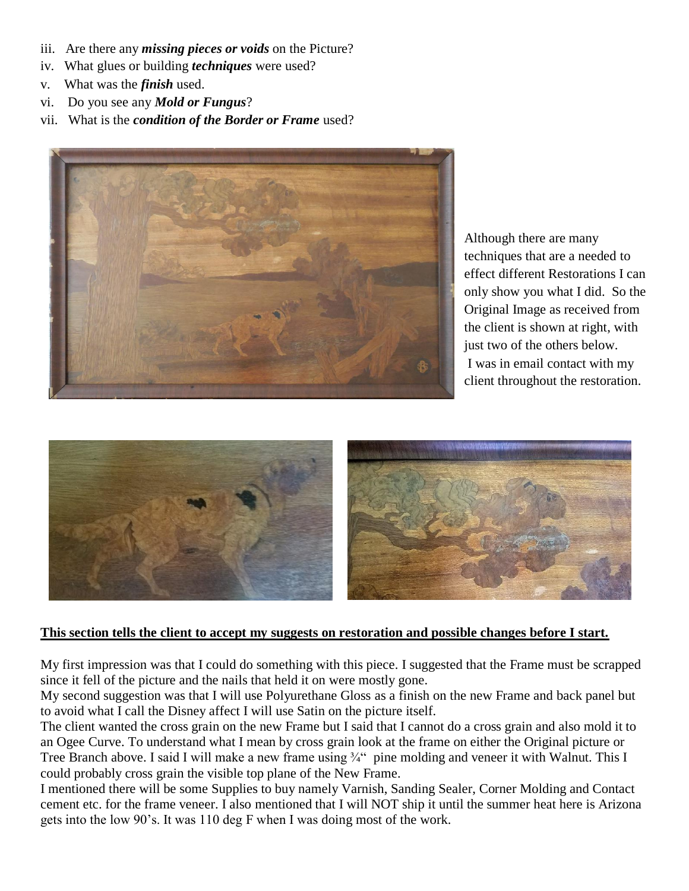iii. Are there any ***missing pieces or voids*** on the Picture?
iv. What glues or building ***techniques*** were used?
v. What was the ***finish*** used.
vi. Do you see any ***Mold or Fungus***?
vii. What is the ***condition of the Border or Frame*** used?

Although there are many techniques that are a needed to effect different Restorations I can only show you what I did. So the Original Image as received from the client is shown at right, with just two of the others below. I was in email contact with my client throughout the restoration.

**<u>This section tells the client to accept my suggests on restoration and possible changes before I start.</u>**

My first impression was that I could do something with this piece. I suggested that the Frame must be scrapped since it fell of the picture and the nails that held it on were mostly gone.

My second suggestion was that I will use Polyurethane Gloss as a finish on the new Frame and back panel but to avoid what I call the Disney affect I will use Satin on the picture itself.

The client wanted the cross grain on the new Frame but I said that I cannot do a cross grain and also mold it to an Ogee Curve. To understand what I mean by cross grain look at the frame on either the Original picture or Tree Branch above. I said I will make a new frame using ¾" pine molding and veneer it with Walnut. This I could probably cross grain the visible top plane of the New Frame.

I mentioned there will be some Supplies to buy namely Varnish, Sanding Sealer, Corner Molding and Contact cement etc. for the frame veneer. I also mentioned that I will NOT ship it until the summer heat here is Arizona gets into the low 90's. It was 110 deg F when I was doing most of the work.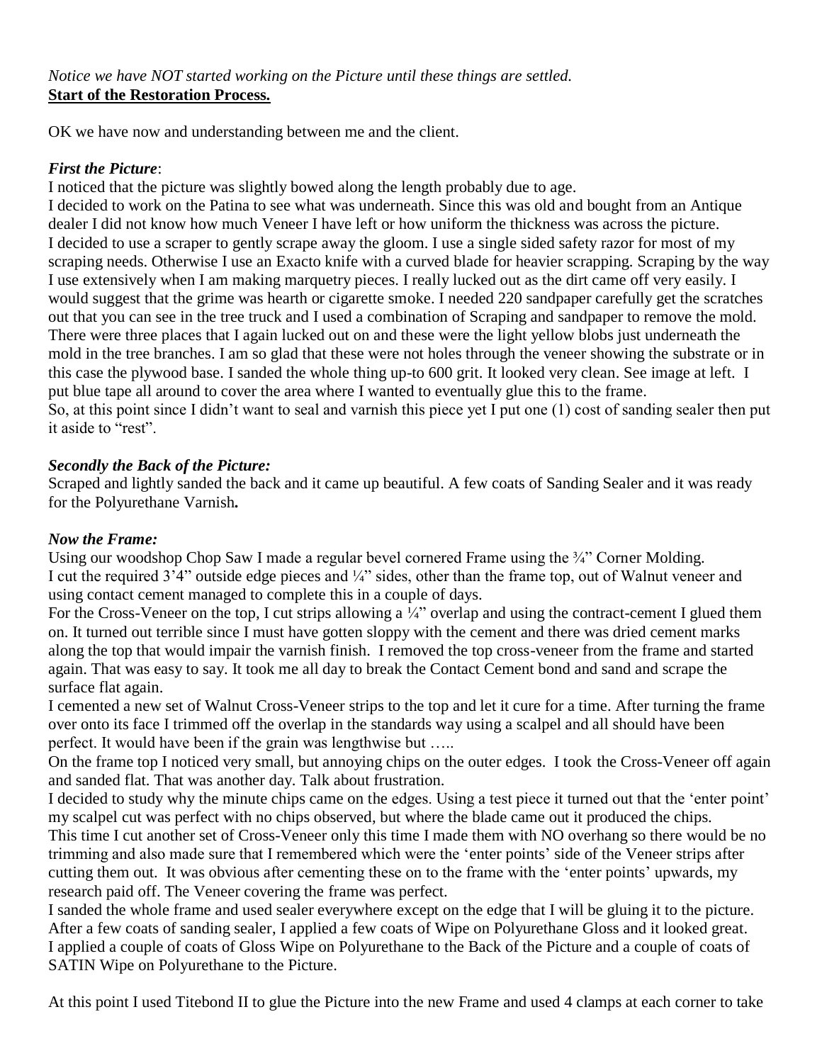*Notice we have NOT started working on the Picture until these things are settled.*

**Start of the Restoration Process.**

OK we have now and understanding between me and the client.

***First the Picture***:

I noticed that the picture was slightly bowed along the length probably due to age.

I decided to work on the Patina to see what was underneath. Since this was old and bought from an Antique dealer I did not know how much Veneer I have left or how uniform the thickness was across the picture. I decided to use a scraper to gently scrape away the gloom. I use a single sided safety razor for most of my scraping needs. Otherwise I use an Exacto knife with a curved blade for heavier scrapping. Scraping by the way I use extensively when I am making marquetry pieces. I really lucked out as the dirt came off very easily. I would suggest that the grime was hearth or cigarette smoke. I needed 220 sandpaper carefully get the scratches out that you can see in the tree truck and I used a combination of Scraping and sandpaper to remove the mold. There were three places that I again lucked out on and these were the light yellow blobs just underneath the mold in the tree branches. I am so glad that these were not holes through the veneer showing the substrate or in this case the plywood base. I sanded the whole thing up-to 600 grit. It looked very clean. See image at left. I put blue tape all around to cover the area where I wanted to eventually glue this to the frame.

So, at this point since I didn't want to seal and varnish this piece yet I put one (1) cost of sanding sealer then put it aside to "rest".

***Secondly the Back of the Picture:***

Scraped and lightly sanded the back and it came up beautiful. A few coats of Sanding Sealer and it was ready for the Polyurethane Varnish**.**

***Now the Frame:***

Using our woodshop Chop Saw I made a regular bevel cornered Frame using the ¾" Corner Molding. I cut the required 3'4" outside edge pieces and ¼" sides, other than the frame top, out of Walnut veneer and using contact cement managed to complete this in a couple of days.

For the Cross-Veneer on the top, I cut strips allowing a ¼" overlap and using the contract-cement I glued them on. It turned out terrible since I must have gotten sloppy with the cement and there was dried cement marks along the top that would impair the varnish finish. I removed the top cross-veneer from the frame and started again. That was easy to say. It took me all day to break the Contact Cement bond and sand and scrape the surface flat again.

I cemented a new set of Walnut Cross-Veneer strips to the top and let it cure for a time. After turning the frame over onto its face I trimmed off the overlap in the standards way using a scalpel and all should have been perfect. It would have been if the grain was lengthwise but …..

On the frame top I noticed very small, but annoying chips on the outer edges. I took the Cross-Veneer off again and sanded flat. That was another day. Talk about frustration.

I decided to study why the minute chips came on the edges. Using a test piece it turned out that the 'enter point' my scalpel cut was perfect with no chips observed, but where the blade came out it produced the chips.

This time I cut another set of Cross-Veneer only this time I made them with NO overhang so there would be no trimming and also made sure that I remembered which were the 'enter points' side of the Veneer strips after cutting them out. It was obvious after cementing these on to the frame with the 'enter points' upwards, my research paid off. The Veneer covering the frame was perfect.

I sanded the whole frame and used sealer everywhere except on the edge that I will be gluing it to the picture. After a few coats of sanding sealer, I applied a few coats of Wipe on Polyurethane Gloss and it looked great. I applied a couple of coats of Gloss Wipe on Polyurethane to the Back of the Picture and a couple of coats of SATIN Wipe on Polyurethane to the Picture.

At this point I used Titebond II to glue the Picture into the new Frame and used 4 clamps at each corner to take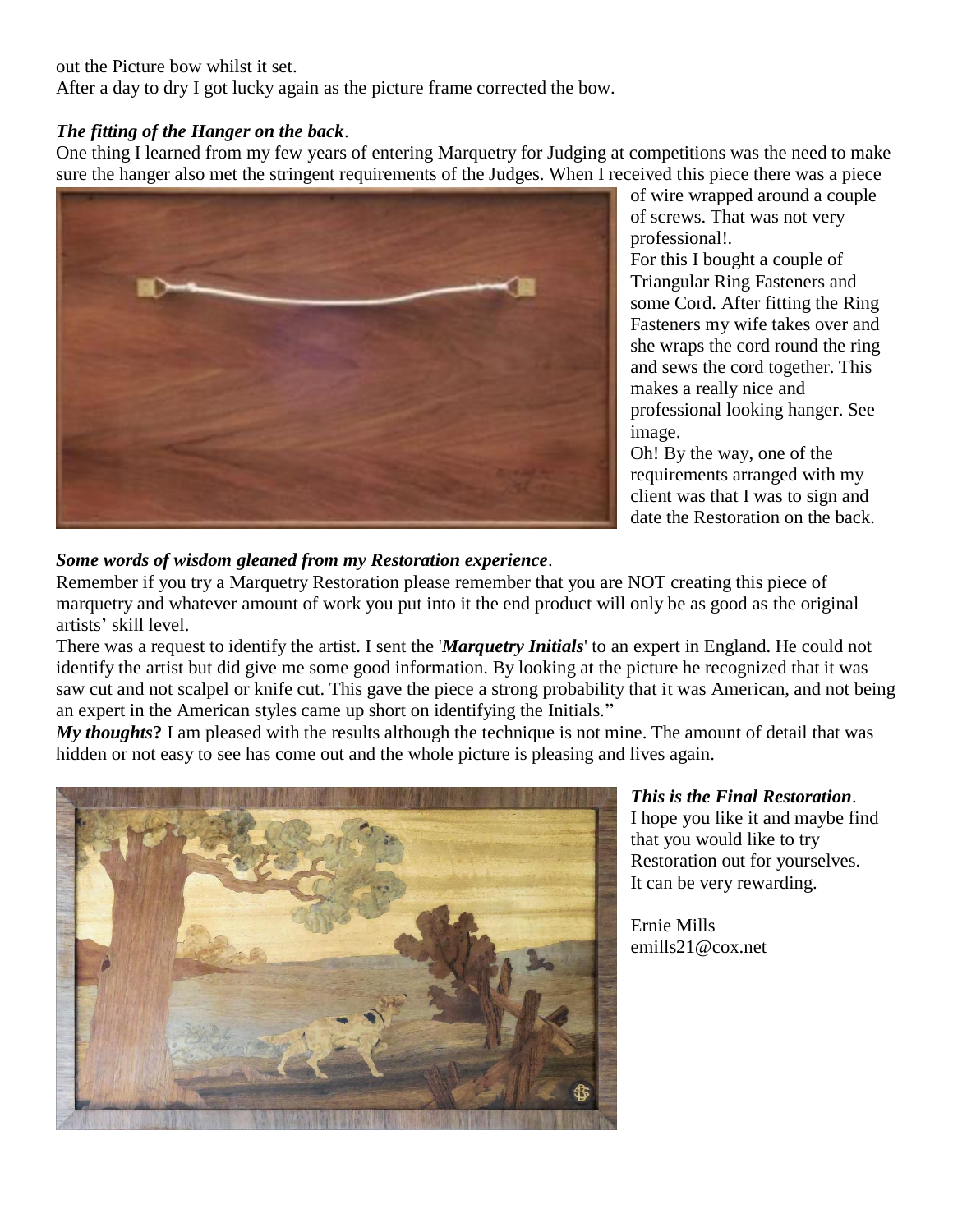out the Picture bow whilst it set.
After a day to dry I got lucky again as the picture frame corrected the bow.

***The fitting of the Hanger on the back*.**

One thing I learned from my few years of entering Marquetry for Judging at competitions was the need to make sure the hanger also met the stringent requirements of the Judges. When I received this piece there was a piece of wire wrapped around a couple of screws. That was not very professional!.

For this I bought a couple of Triangular Ring Fasteners and some Cord. After fitting the Ring Fasteners my wife takes over and she wraps the cord round the ring and sews the cord together. This makes a really nice and professional looking hanger. See image.

Oh! By the way, one of the requirements arranged with my client was that I was to sign and date the Restoration on the back.

***Some words of wisdom gleaned from my Restoration experience*.**

Remember if you try a Marquetry Restoration please remember that you are NOT creating this piece of marquetry and whatever amount of work you put into it the end product will only be as good as the original artists' skill level.

There was a request to identify the artist. I sent the '***Marquetry Initials***' to an expert in England. He could not identify the artist but did give me some good information. By looking at the picture he recognized that it was saw cut and not scalpel or knife cut. This gave the piece a strong probability that it was American, and not being an expert in the American styles came up short on identifying the Initials."

***My thoughts*?** I am pleased with the results although the technique is not mine. The amount of detail that was hidden or not easy to see has come out and the whole picture is pleasing and lives again.

***This is the Final Restoration*.**

I hope you like it and maybe find that you would like to try Restoration out for yourselves. It can be very rewarding.

Ernie Mills
emills21@cox.net